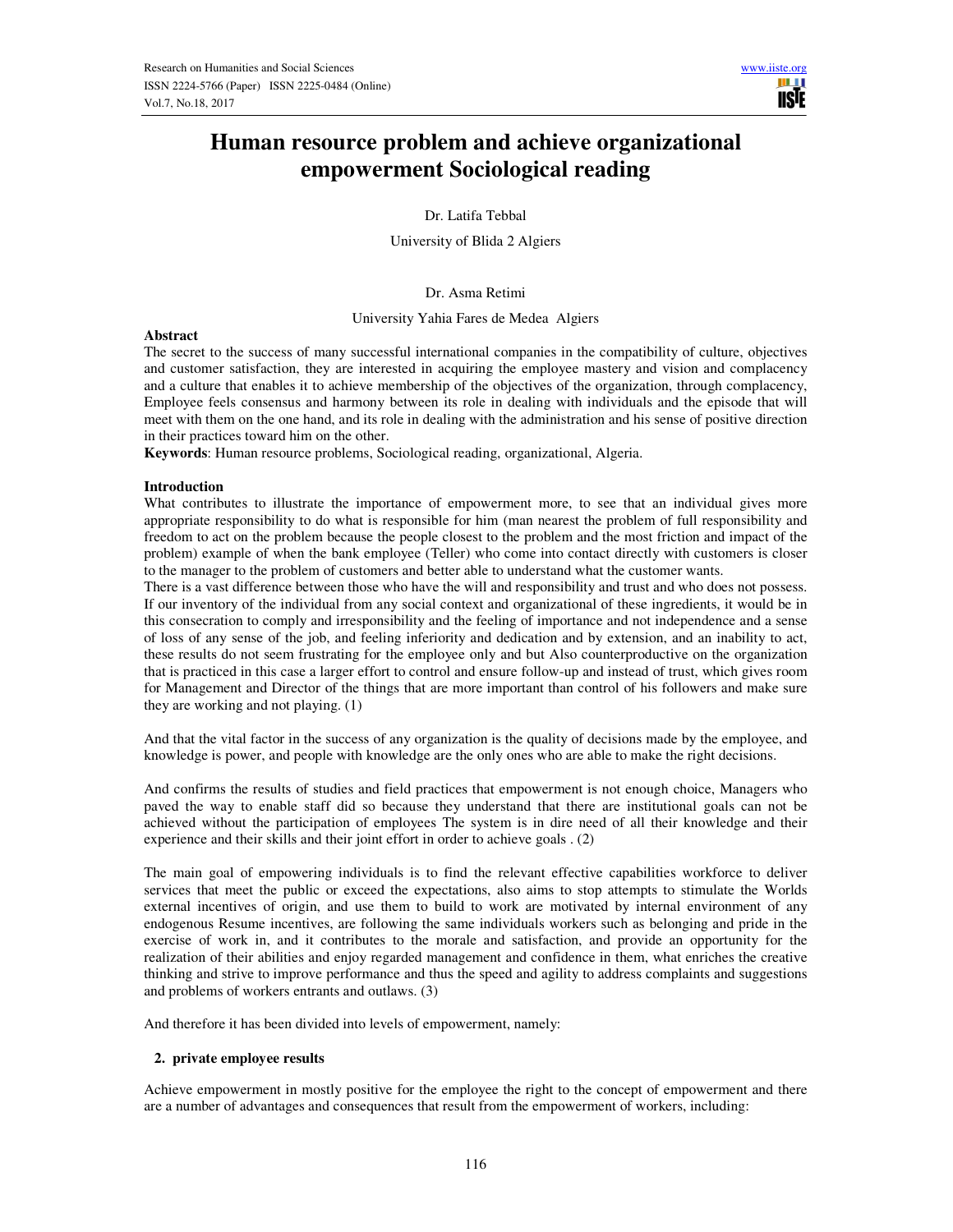# Human resource problem and achieve organizational empowerment Sociological reading

Dr. Latifa Tebbal

University of Blida 2 Algiers

Dr. Asma Retimi

University Yahia Fares de Medea Algiers

**Abstract**

The secret to the success of many successful international companies in the compatibility of culture, objectives and customer satisfaction, they are interested in acquiring the employee mastery and vision and complacency and a culture that enables it to achieve membership of the objectives of the organization, through complacency, Employee feels consensus and harmony between its role in dealing with individuals and the episode that will meet with them on the one hand, and its role in dealing with the administration and his sense of positive direction in their practices toward him on the other.

**Keywords**: Human resource problems, Sociological reading, organizational, Algeria.

## Introduction

What contributes to illustrate the importance of empowerment more, to see that an individual gives more appropriate responsibility to do what is responsible for him (man nearest the problem of full responsibility and freedom to act on the problem because the people closest to the problem and the most friction and impact of the problem) example of when the bank employee (Teller) who come into contact directly with customers is closer to the manager to the problem of customers and better able to understand what the customer wants.

There is a vast difference between those who have the will and responsibility and trust and who does not possess. If our inventory of the individual from any social context and organizational of these ingredients, it would be in this consecration to comply and irresponsibility and the feeling of importance and not independence and a sense of loss of any sense of the job, and feeling inferiority and dedication and by extension, and an inability to act, these results do not seem frustrating for the employee only and but Also counterproductive on the organization that is practiced in this case a larger effort to control and ensure follow-up and instead of trust, which gives room for Management and Director of the things that are more important than control of his followers and make sure they are working and not playing. (1)

And that the vital factor in the success of any organization is the quality of decisions made by the employee, and knowledge is power, and people with knowledge are the only ones who are able to make the right decisions.

And confirms the results of studies and field practices that empowerment is not enough choice, Managers who paved the way to enable staff did so because they understand that there are institutional goals can not be achieved without the participation of employees The system is in dire need of all their knowledge and their experience and their skills and their joint effort in order to achieve goals . (2)

The main goal of empowering individuals is to find the relevant effective capabilities workforce to deliver services that meet the public or exceed the expectations, also aims to stop attempts to stimulate the Worlds external incentives of origin, and use them to build to work are motivated by internal environment of any endogenous Resume incentives, are following the same individuals workers such as belonging and pride in the exercise of work in, and it contributes to the morale and satisfaction, and provide an opportunity for the realization of their abilities and enjoy regarded management and confidence in them, what enriches the creative thinking and strive to improve performance and thus the speed and agility to address complaints and suggestions and problems of workers entrants and outlaws. (3)

And therefore it has been divided into levels of empowerment, namely:

**2. private employee results**

Achieve empowerment in mostly positive for the employee the right to the concept of empowerment and there are a number of advantages and consequences that result from the empowerment of workers, including: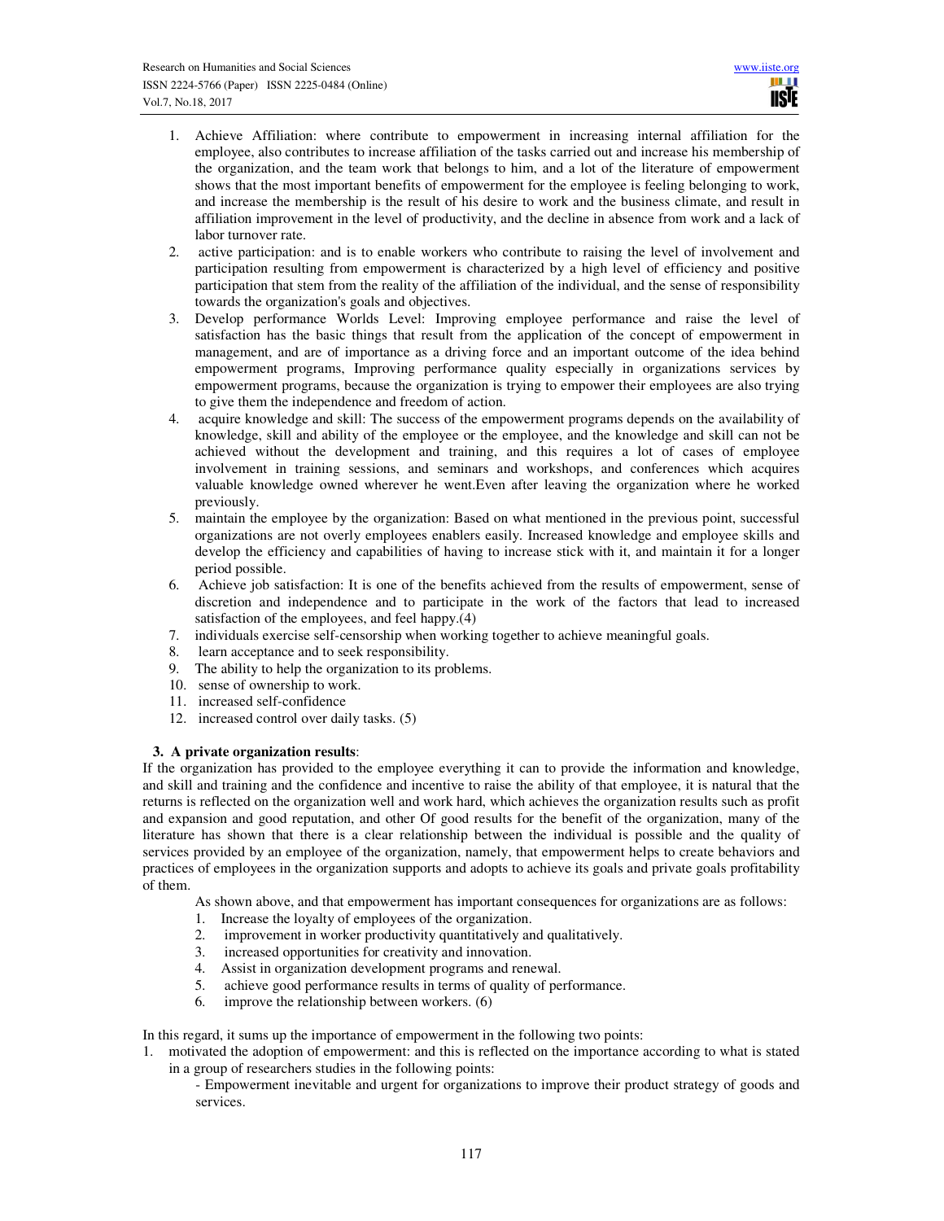1. Achieve Affiliation: where contribute to empowerment in increasing internal affiliation for the employee, also contributes to increase affiliation of the tasks carried out and increase his membership of the organization, and the team work that belongs to him, and a lot of the literature of empowerment shows that the most important benefits of empowerment for the employee is feeling belonging to work, and increase the membership is the result of his desire to work and the business climate, and result in affiliation improvement in the level of productivity, and the decline in absence from work and a lack of labor turnover rate.
2. active participation: and is to enable workers who contribute to raising the level of involvement and participation resulting from empowerment is characterized by a high level of efficiency and positive participation that stem from the reality of the affiliation of the individual, and the sense of responsibility towards the organization's goals and objectives.
3. Develop performance Worlds Level: Improving employee performance and raise the level of satisfaction has the basic things that result from the application of the concept of empowerment in management, and are of importance as a driving force and an important outcome of the idea behind empowerment programs, Improving performance quality especially in organizations services by empowerment programs, because the organization is trying to empower their employees are also trying to give them the independence and freedom of action.
4. acquire knowledge and skill: The success of the empowerment programs depends on the availability of knowledge, skill and ability of the employee or the employee, and the knowledge and skill can not be achieved without the development and training, and this requires a lot of cases of employee involvement in training sessions, and seminars and workshops, and conferences which acquires valuable knowledge owned wherever he went.Even after leaving the organization where he worked previously.
5. maintain the employee by the organization: Based on what mentioned in the previous point, successful organizations are not overly employees enablers easily. Increased knowledge and employee skills and develop the efficiency and capabilities of having to increase stick with it, and maintain it for a longer period possible.
6. Achieve job satisfaction: It is one of the benefits achieved from the results of empowerment, sense of discretion and independence and to participate in the work of the factors that lead to increased satisfaction of the employees, and feel happy.(4)
7. individuals exercise self-censorship when working together to achieve meaningful goals.
8. learn acceptance and to seek responsibility.
9. The ability to help the organization to its problems.
10. sense of ownership to work.
11. increased self-confidence
12. increased control over daily tasks. (5)

### 3. A private organization results:

If the organization has provided to the employee everything it can to provide the information and knowledge, and skill and training and the confidence and incentive to raise the ability of that employee, it is natural that the returns is reflected on the organization well and work hard, which achieves the organization results such as profit and expansion and good reputation, and other Of good results for the benefit of the organization, many of the literature has shown that there is a clear relationship between the individual is possible and the quality of services provided by an employee of the organization, namely, that empowerment helps to create behaviors and practices of employees in the organization supports and adopts to achieve its goals and private goals profitability of them.

As shown above, and that empowerment has important consequences for organizations are as follows:

1. Increase the loyalty of employees of the organization.
2. improvement in worker productivity quantitatively and qualitatively.
3. increased opportunities for creativity and innovation.
4. Assist in organization development programs and renewal.
5. achieve good performance results in terms of quality of performance.
6. improve the relationship between workers. (6)

In this regard, it sums up the importance of empowerment in the following two points:

1. motivated the adoption of empowerment: and this is reflected on the importance according to what is stated in a group of researchers studies in the following points:
   - Empowerment inevitable and urgent for organizations to improve their product strategy of goods and services.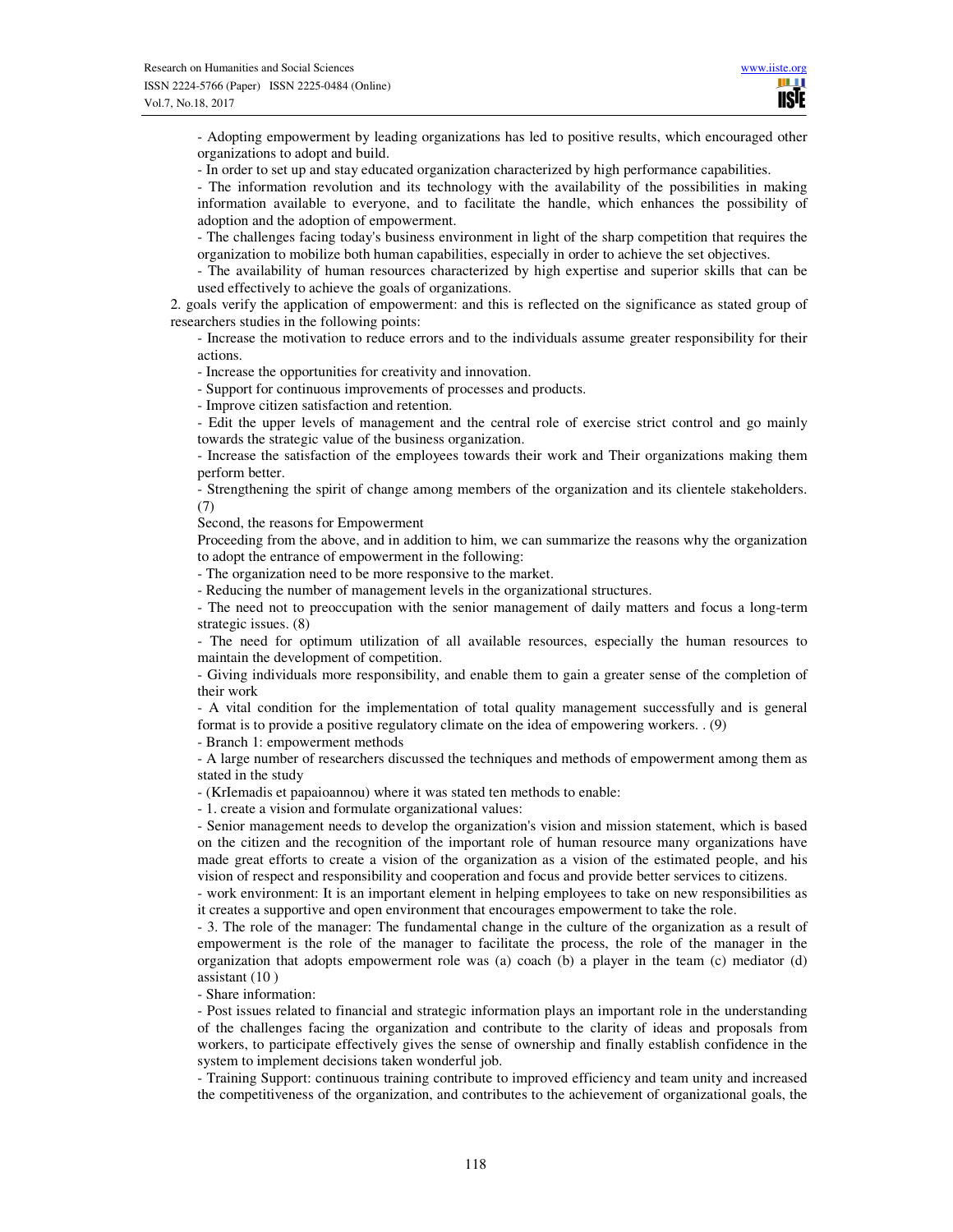- Adopting empowerment by leading organizations has led to positive results, which encouraged other organizations to adopt and build.

- In order to set up and stay educated organization characterized by high performance capabilities.

- The information revolution and its technology with the availability of the possibilities in making information available to everyone, and to facilitate the handle, which enhances the possibility of adoption and the adoption of empowerment.

- The challenges facing today's business environment in light of the sharp competition that requires the organization to mobilize both human capabilities, especially in order to achieve the set objectives.

- The availability of human resources characterized by high expertise and superior skills that can be used effectively to achieve the goals of organizations.

2. goals verify the application of empowerment: and this is reflected on the significance as stated group of researchers studies in the following points:

- Increase the motivation to reduce errors and to the individuals assume greater responsibility for their actions.

- Increase the opportunities for creativity and innovation.

- Support for continuous improvements of processes and products.

- Improve citizen satisfaction and retention.

- Edit the upper levels of management and the central role of exercise strict control and go mainly towards the strategic value of the business organization.

- Increase the satisfaction of the employees towards their work and Their organizations making them perform better.

- Strengthening the spirit of change among members of the organization and its clientele stakeholders. (7)

Second, the reasons for Empowerment

Proceeding from the above, and in addition to him, we can summarize the reasons why the organization to adopt the entrance of empowerment in the following:

- The organization need to be more responsive to the market.

- Reducing the number of management levels in the organizational structures.

- The need not to preoccupation with the senior management of daily matters and focus a long-term strategic issues. (8)

- The need for optimum utilization of all available resources, especially the human resources to maintain the development of competition.

- Giving individuals more responsibility, and enable them to gain a greater sense of the completion of their work

- A vital condition for the implementation of total quality management successfully and is general format is to provide a positive regulatory climate on the idea of empowering workers. . (9)

- Branch 1: empowerment methods

- A large number of researchers discussed the techniques and methods of empowerment among them as stated in the study

- (KrIemadis et papaioannou) where it was stated ten methods to enable:

- 1. create a vision and formulate organizational values:

- Senior management needs to develop the organization's vision and mission statement, which is based on the citizen and the recognition of the important role of human resource many organizations have made great efforts to create a vision of the organization as a vision of the estimated people, and his vision of respect and responsibility and cooperation and focus and provide better services to citizens.

- work environment: It is an important element in helping employees to take on new responsibilities as it creates a supportive and open environment that encourages empowerment to take the role.

- 3. The role of the manager: The fundamental change in the culture of the organization as a result of empowerment is the role of the manager to facilitate the process, the role of the manager in the organization that adopts empowerment role was (a) coach (b) a player in the team (c) mediator (d) assistant (10 )

- Share information:

- Post issues related to financial and strategic information plays an important role in the understanding of the challenges facing the organization and contribute to the clarity of ideas and proposals from workers, to participate effectively gives the sense of ownership and finally establish confidence in the system to implement decisions taken wonderful job.

- Training Support: continuous training contribute to improved efficiency and team unity and increased the competitiveness of the organization, and contributes to the achievement of organizational goals, the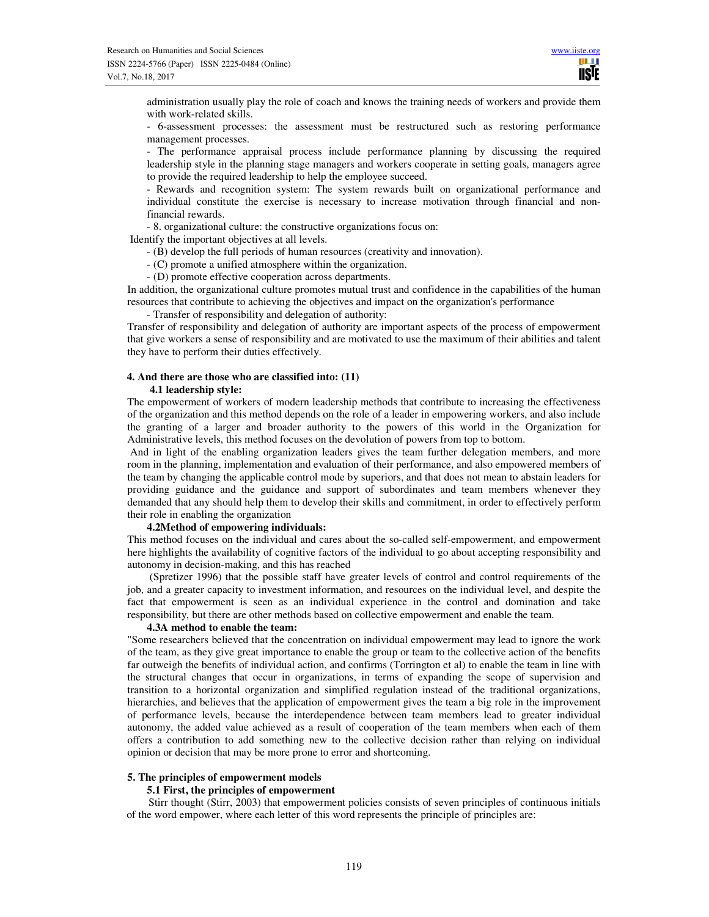administration usually play the role of coach and knows the training needs of workers and provide them with work-related skills.

- 6-assessment processes: the assessment must be restructured such as restoring performance management processes.
- The performance appraisal process include performance planning by discussing the required leadership style in the planning stage managers and workers cooperate in setting goals, managers agree to provide the required leadership to help the employee succeed.
- Rewards and recognition system: The system rewards built on organizational performance and individual constitute the exercise is necessary to increase motivation through financial and non-financial rewards.
- 8. organizational culture: the constructive organizations focus on:

Identify the important objectives at all levels.

- (B) develop the full periods of human resources (creativity and innovation).
- (C) promote a unified atmosphere within the organization.
- (D) promote effective cooperation across departments.

In addition, the organizational culture promotes mutual trust and confidence in the capabilities of the human resources that contribute to achieving the objectives and impact on the organization's performance

- Transfer of responsibility and delegation of authority:

Transfer of responsibility and delegation of authority are important aspects of the process of empowerment that give workers a sense of responsibility and are motivated to use the maximum of their abilities and talent they have to perform their duties effectively.

## 4. And there are those who are classified into: (11)

### 4.1 leadership style:

The empowerment of workers of modern leadership methods that contribute to increasing the effectiveness of the organization and this method depends on the role of a leader in empowering workers, and also include the granting of a larger and broader authority to the powers of this world in the Organization for Administrative levels, this method focuses on the devolution of powers from top to bottom.

And in light of the enabling organization leaders gives the team further delegation members, and more room in the planning, implementation and evaluation of their performance, and also empowered members of the team by changing the applicable control mode by superiors, and that does not mean to abstain leaders for providing guidance and the guidance and support of subordinates and team members whenever they demanded that any should help them to develop their skills and commitment, in order to effectively perform their role in enabling the organization

### 4.2Method of empowering individuals:

This method focuses on the individual and cares about the so-called self-empowerment, and empowerment here highlights the availability of cognitive factors of the individual to go about accepting responsibility and autonomy in decision-making, and this has reached

(Spretizer 1996) that the possible staff have greater levels of control and control requirements of the job, and a greater capacity to investment information, and resources on the individual level, and despite the fact that empowerment is seen as an individual experience in the control and domination and take responsibility, but there are other methods based on collective empowerment and enable the team.

### 4.3A method to enable the team:

"Some researchers believed that the concentration on individual empowerment may lead to ignore the work of the team, as they give great importance to enable the group or team to the collective action of the benefits far outweigh the benefits of individual action, and confirms (Torrington et al) to enable the team in line with the structural changes that occur in organizations, in terms of expanding the scope of supervision and transition to a horizontal organization and simplified regulation instead of the traditional organizations, hierarchies, and believes that the application of empowerment gives the team a big role in the improvement of performance levels, because the interdependence between team members lead to greater individual autonomy, the added value achieved as a result of cooperation of the team members when each of them offers a contribution to add something new to the collective decision rather than relying on individual opinion or decision that may be more prone to error and shortcoming.

## 5. The principles of empowerment models

### 5.1 First, the principles of empowerment

Stirr thought (Stirr, 2003) that empowerment policies consists of seven principles of continuous initials of the word empower, where each letter of this word represents the principle of principles are: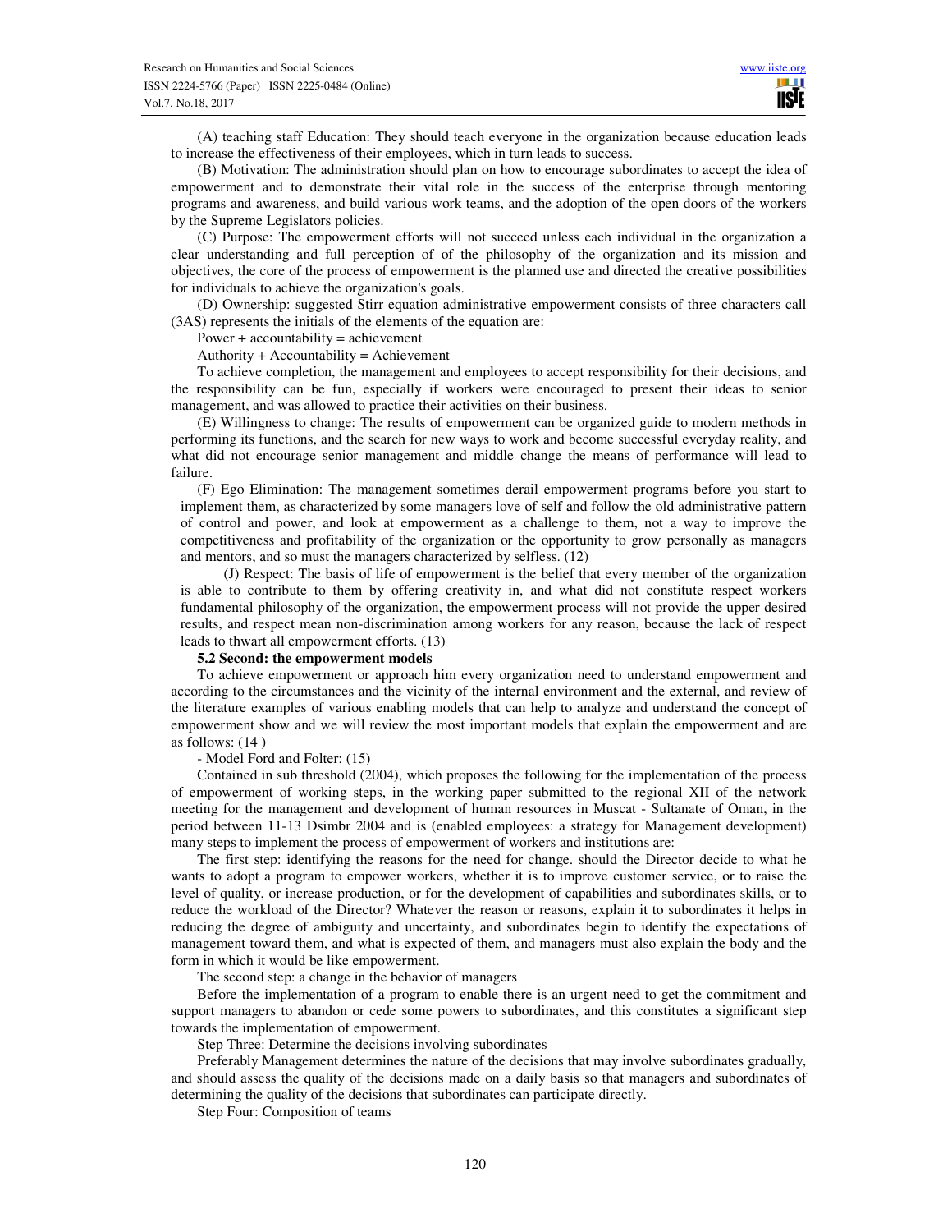(A) teaching staff Education: They should teach everyone in the organization because education leads to increase the effectiveness of their employees, which in turn leads to success.

(B) Motivation: The administration should plan on how to encourage subordinates to accept the idea of empowerment and to demonstrate their vital role in the success of the enterprise through mentoring programs and awareness, and build various work teams, and the adoption of the open doors of the workers by the Supreme Legislators policies.

(C) Purpose: The empowerment efforts will not succeed unless each individual in the organization a clear understanding and full perception of of the philosophy of the organization and its mission and objectives, the core of the process of empowerment is the planned use and directed the creative possibilities for individuals to achieve the organization's goals.

(D) Ownership: suggested Stirr equation administrative empowerment consists of three characters call (3AS) represents the initials of the elements of the equation are:

Power + accountability = achievement

Authority + Accountability = Achievement

To achieve completion, the management and employees to accept responsibility for their decisions, and the responsibility can be fun, especially if workers were encouraged to present their ideas to senior management, and was allowed to practice their activities on their business.

(E) Willingness to change: The results of empowerment can be organized guide to modern methods in performing its functions, and the search for new ways to work and become successful everyday reality, and what did not encourage senior management and middle change the means of performance will lead to failure.

(F) Ego Elimination: The management sometimes derail empowerment programs before you start to implement them, as characterized by some managers love of self and follow the old administrative pattern of control and power, and look at empowerment as a challenge to them, not a way to improve the competitiveness and profitability of the organization or the opportunity to grow personally as managers and mentors, and so must the managers characterized by selfless. (12)

(J) Respect: The basis of life of empowerment is the belief that every member of the organization is able to contribute to them by offering creativity in, and what did not constitute respect workers fundamental philosophy of the organization, the empowerment process will not provide the upper desired results, and respect mean non-discrimination among workers for any reason, because the lack of respect leads to thwart all empowerment efforts. (13)

**5.2 Second: the empowerment models**

To achieve empowerment or approach him every organization need to understand empowerment and according to the circumstances and the vicinity of the internal environment and the external, and review of the literature examples of various enabling models that can help to analyze and understand the concept of empowerment show and we will review the most important models that explain the empowerment and are as follows: (14 )

- Model Ford and Folter: (15)

Contained in sub threshold (2004), which proposes the following for the implementation of the process of empowerment of working steps, in the working paper submitted to the regional XII of the network meeting for the management and development of human resources in Muscat - Sultanate of Oman, in the period between 11-13 Dsimbr 2004 and is (enabled employees: a strategy for Management development) many steps to implement the process of empowerment of workers and institutions are:

The first step: identifying the reasons for the need for change. should the Director decide to what he wants to adopt a program to empower workers, whether it is to improve customer service, or to raise the level of quality, or increase production, or for the development of capabilities and subordinates skills, or to reduce the workload of the Director? Whatever the reason or reasons, explain it to subordinates it helps in reducing the degree of ambiguity and uncertainty, and subordinates begin to identify the expectations of management toward them, and what is expected of them, and managers must also explain the body and the form in which it would be like empowerment.

The second step: a change in the behavior of managers

Before the implementation of a program to enable there is an urgent need to get the commitment and support managers to abandon or cede some powers to subordinates, and this constitutes a significant step towards the implementation of empowerment.

Step Three: Determine the decisions involving subordinates

Preferably Management determines the nature of the decisions that may involve subordinates gradually, and should assess the quality of the decisions made on a daily basis so that managers and subordinates of determining the quality of the decisions that subordinates can participate directly.

Step Four: Composition of teams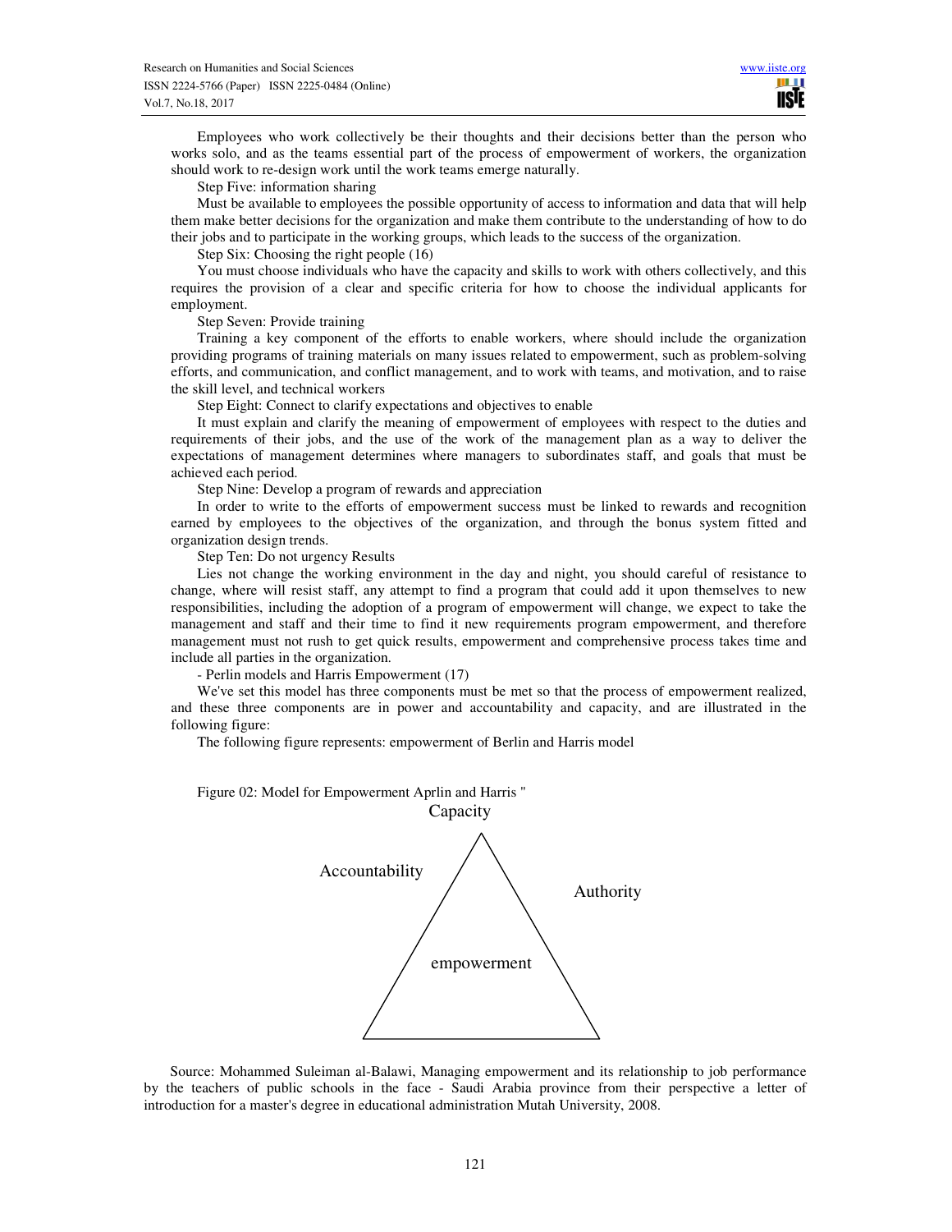Employees who work collectively be their thoughts and their decisions better than the person who works solo, and as the teams essential part of the process of empowerment of workers, the organization should work to re-design work until the work teams emerge naturally.

Step Five: information sharing

Must be available to employees the possible opportunity of access to information and data that will help them make better decisions for the organization and make them contribute to the understanding of how to do their jobs and to participate in the working groups, which leads to the success of the organization.

Step Six: Choosing the right people (16)

You must choose individuals who have the capacity and skills to work with others collectively, and this requires the provision of a clear and specific criteria for how to choose the individual applicants for employment.

Step Seven: Provide training

Training a key component of the efforts to enable workers, where should include the organization providing programs of training materials on many issues related to empowerment, such as problem-solving efforts, and communication, and conflict management, and to work with teams, and motivation, and to raise the skill level, and technical workers

Step Eight: Connect to clarify expectations and objectives to enable

It must explain and clarify the meaning of empowerment of employees with respect to the duties and requirements of their jobs, and the use of the work of the management plan as a way to deliver the expectations of management determines where managers to subordinates staff, and goals that must be achieved each period.

Step Nine: Develop a program of rewards and appreciation

In order to write to the efforts of empowerment success must be linked to rewards and recognition earned by employees to the objectives of the organization, and through the bonus system fitted and organization design trends.

Step Ten: Do not urgency Results

Lies not change the working environment in the day and night, you should careful of resistance to change, where will resist staff, any attempt to find a program that could add it upon themselves to new responsibilities, including the adoption of a program of empowerment will change, we expect to take the management and staff and their time to find it new requirements program empowerment, and therefore management must not rush to get quick results, empowerment and comprehensive process takes time and include all parties in the organization.

- Perlin models and Harris Empowerment (17)

We've set this model has three components must be met so that the process of empowerment realized, and these three components are in power and accountability and capacity, and are illustrated in the following figure:

The following figure represents: empowerment of Berlin and Harris model

Figure 02: Model for Empowerment Aprlin and Harris "

Capacity

Accountability

Authority

empowerment

Source: Mohammed Suleiman al-Balawi, Managing empowerment and its relationship to job performance by the teachers of public schools in the face - Saudi Arabia province from their perspective a letter of introduction for a master's degree in educational administration Mutah University, 2008.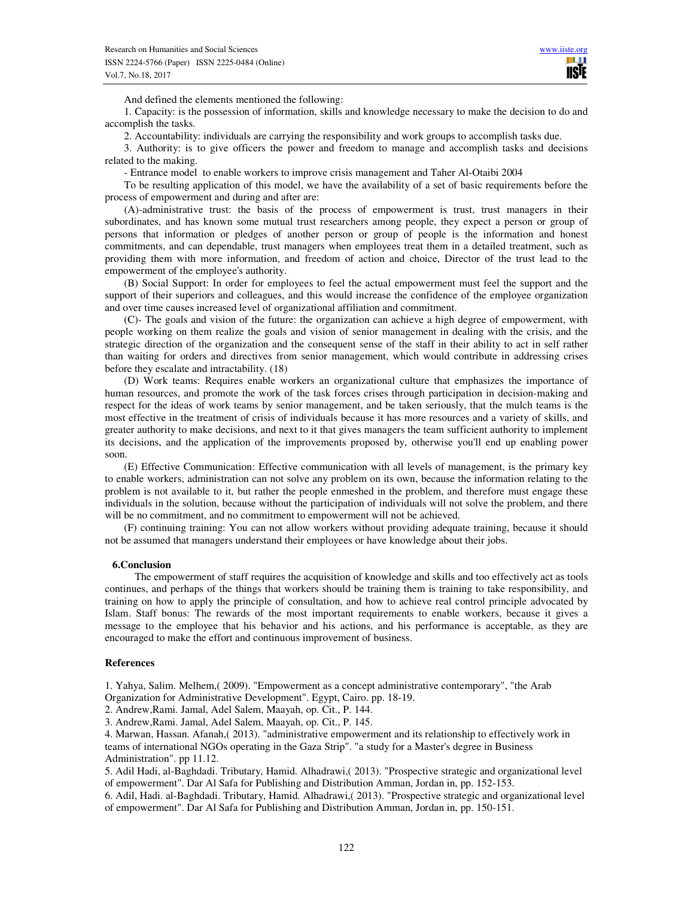And defined the elements mentioned the following:

1. Capacity: is the possession of information, skills and knowledge necessary to make the decision to do and accomplish the tasks.

2. Accountability: individuals are carrying the responsibility and work groups to accomplish tasks due.

3. Authority: is to give officers the power and freedom to manage and accomplish tasks and decisions related to the making.

- Entrance model to enable workers to improve crisis management and Taher Al-Otaibi 2004

To be resulting application of this model, we have the availability of a set of basic requirements before the process of empowerment and during and after are:

(A)-administrative trust: the basis of the process of empowerment is trust, trust managers in their subordinates, and has known some mutual trust researchers among people, they expect a person or group of persons that information or pledges of another person or group of people is the information and honest commitments, and can dependable, trust managers when employees treat them in a detailed treatment, such as providing them with more information, and freedom of action and choice, Director of the trust lead to the empowerment of the employee's authority.

(B) Social Support: In order for employees to feel the actual empowerment must feel the support and the support of their superiors and colleagues, and this would increase the confidence of the employee organization and over time causes increased level of organizational affiliation and commitment.

(C)- The goals and vision of the future: the organization can achieve a high degree of empowerment, with people working on them realize the goals and vision of senior management in dealing with the crisis, and the strategic direction of the organization and the consequent sense of the staff in their ability to act in self rather than waiting for orders and directives from senior management, which would contribute in addressing crises before they escalate and intractability. (18)

(D) Work teams: Requires enable workers an organizational culture that emphasizes the importance of human resources, and promote the work of the task forces crises through participation in decision-making and respect for the ideas of work teams by senior management, and be taken seriously, that the mulch teams is the most effective in the treatment of crisis of individuals because it has more resources and a variety of skills, and greater authority to make decisions, and next to it that gives managers the team sufficient authority to implement its decisions, and the application of the improvements proposed by, otherwise you'll end up enabling power soon.

(E) Effective Communication: Effective communication with all levels of management, is the primary key to enable workers, administration can not solve any problem on its own, because the information relating to the problem is not available to it, but rather the people enmeshed in the problem, and therefore must engage these individuals in the solution, because without the participation of individuals will not solve the problem, and there will be no commitment, and no commitment to empowerment will not be achieved.

(F) continuing training: You can not allow workers without providing adequate training, because it should not be assumed that managers understand their employees or have knowledge about their jobs.

## 6.Conclusion

The empowerment of staff requires the acquisition of knowledge and skills and too effectively act as tools continues, and perhaps of the things that workers should be training them is training to take responsibility, and training on how to apply the principle of consultation, and how to achieve real control principle advocated by Islam. Staff bonus: The rewards of the most important requirements to enable workers, because it gives a message to the employee that his behavior and his actions, and his performance is acceptable, as they are encouraged to make the effort and continuous improvement of business.

## References

1. Yahya, Salim. Melhem,( 2009). "Empowerment as a concept administrative contemporary", "the Arab Organization for Administrative Development". Egypt, Cairo. pp. 18-19.
2. Andrew,Rami. Jamal, Adel Salem, Maayah, op. Cit., P. 144.
3. Andrew,Rami. Jamal, Adel Salem, Maayah, op. Cit., P. 145.
4. Marwan, Hassan. Afanah,( 2013). "administrative empowerment and its relationship to effectively work in teams of international NGOs operating in the Gaza Strip". "a study for a Master's degree in Business Administration". pp 11.12.
5. Adil Hadi, al-Baghdadi. Tributary, Hamid. Alhadrawi,( 2013). "Prospective strategic and organizational level of empowerment". Dar Al Safa for Publishing and Distribution Amman, Jordan in, pp. 152-153.
6. Adil, Hadi. al-Baghdadi. Tributary, Hamid. Alhadrawi,( 2013). "Prospective strategic and organizational level of empowerment". Dar Al Safa for Publishing and Distribution Amman, Jordan in, pp. 150-151.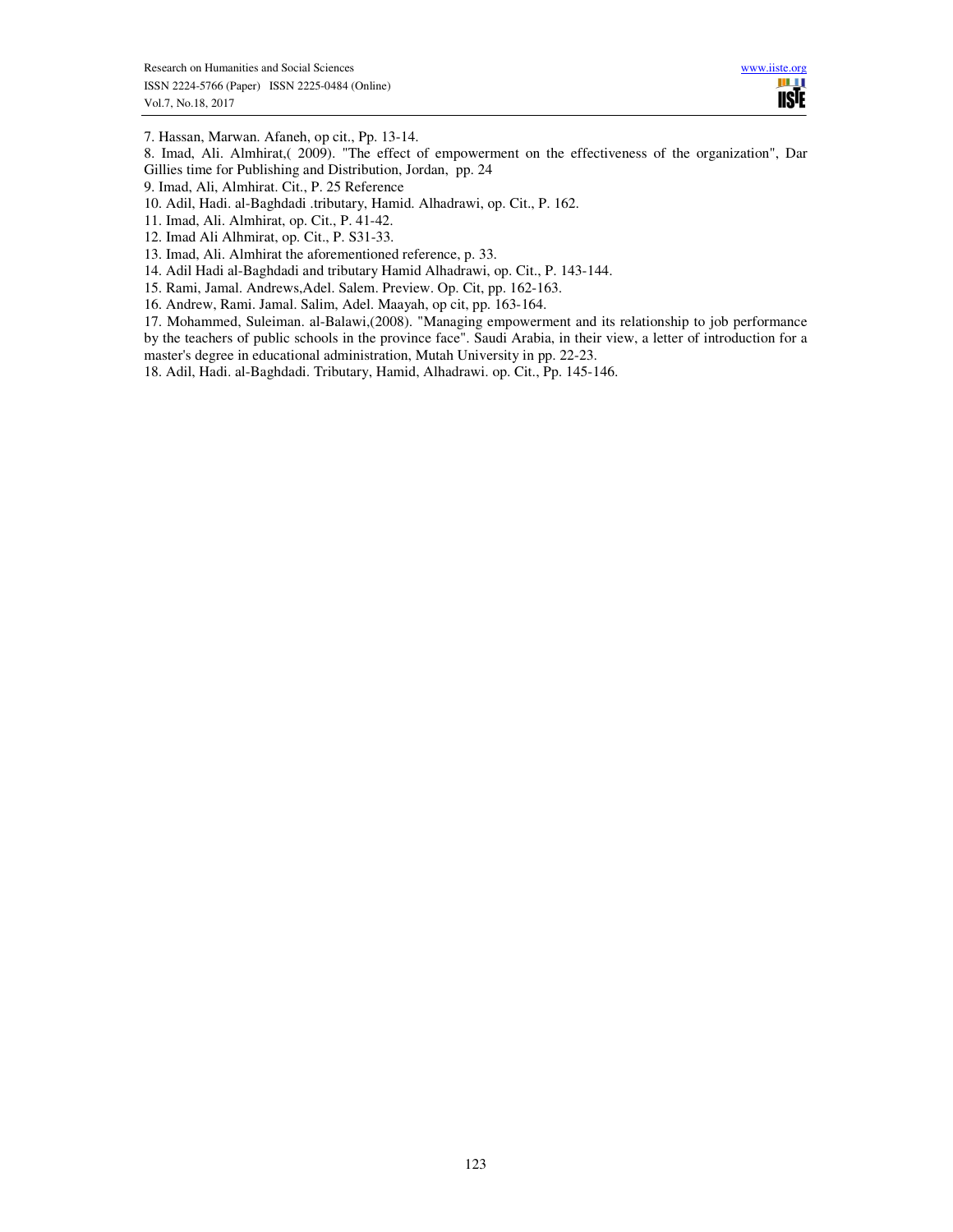7. Hassan, Marwan. Afaneh, op cit., Pp. 13-14.
8. Imad, Ali. Almhirat,( 2009). "The effect of empowerment on the effectiveness of the organization", Dar Gillies time for Publishing and Distribution, Jordan, pp. 24
9. Imad, Ali, Almhirat. Cit., P. 25 Reference
10. Adil, Hadi. al-Baghdadi .tributary, Hamid. Alhadrawi, op. Cit., P. 162.
11. Imad, Ali. Almhirat, op. Cit., P. 41-42.
12. Imad Ali Alhmirat, op. Cit., P. S31-33.
13. Imad, Ali. Almhirat the aforementioned reference, p. 33.
14. Adil Hadi al-Baghdadi and tributary Hamid Alhadrawi, op. Cit., P. 143-144.
15. Rami, Jamal. Andrews,Adel. Salem. Preview. Op. Cit, pp. 162-163.
16. Andrew, Rami. Jamal. Salim, Adel. Maayah, op cit, pp. 163-164.
17. Mohammed, Suleiman. al-Balawi,(2008). "Managing empowerment and its relationship to job performance by the teachers of public schools in the province face". Saudi Arabia, in their view, a letter of introduction for a master's degree in educational administration, Mutah University in pp. 22-23.
18. Adil, Hadi. al-Baghdadi. Tributary, Hamid, Alhadrawi. op. Cit., Pp. 145-146.